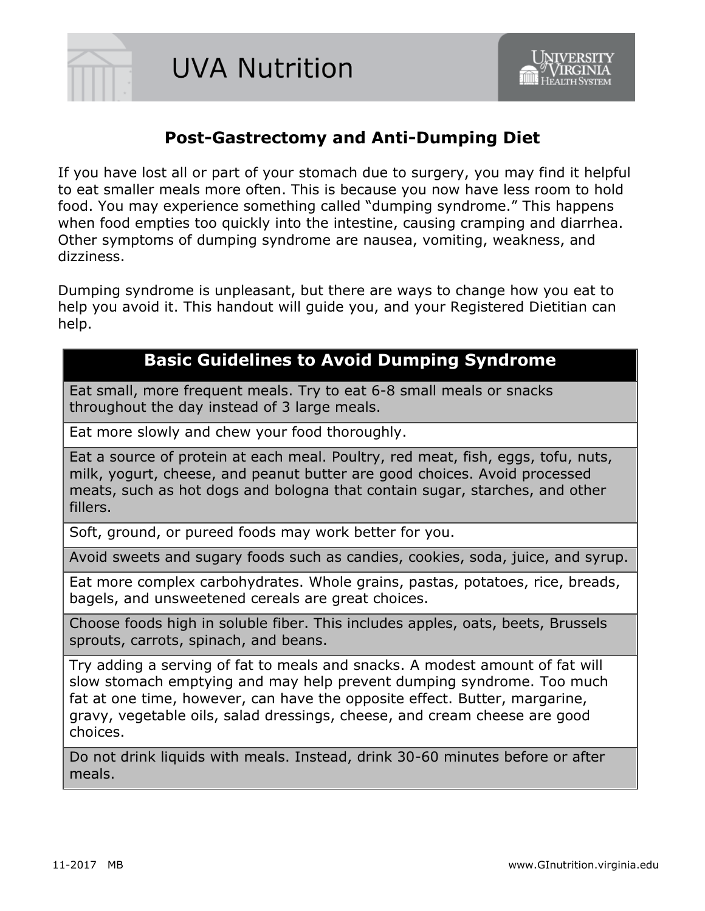# Post-Gastrectomy and Anti-Dumping Diet

If you have lost all or part of your stomach due to surgery, you may find it helpful to eat smaller meals more often. This is because you now have less room to hold food. You may experience something called "dumping syndrome." This happens when food empties too quickly into the intestine, causing cramping and diarrhea. Other symptoms of dumping syndrome are nausea, vomiting, weakness, and dizziness.

Dumping syndrome is unpleasant, but there are ways to change how you eat to help you avoid it. This handout will guide you, and your Registered Dietitian can help.

| Basic Guidelines to Avoid Dumping Syndrome |
| --- |
| Eat small, more frequent meals. Try to eat 6-8 small meals or snacks throughout the day instead of 3 large meals. |
| Eat more slowly and chew your food thoroughly. |
| Eat a source of protein at each meal. Poultry, red meat, fish, eggs, tofu, nuts, milk, yogurt, cheese, and peanut butter are good choices. Avoid processed meats, such as hot dogs and bologna that contain sugar, starches, and other fillers. |
| Soft, ground, or pureed foods may work better for you. |
| Avoid sweets and sugary foods such as candies, cookies, soda, juice, and syrup. |
| Eat more complex carbohydrates. Whole grains, pastas, potatoes, rice, breads, bagels, and unsweetened cereals are great choices. |
| Choose foods high in soluble fiber. This includes apples, oats, beets, Brussels sprouts, carrots, spinach, and beans. |
| Try adding a serving of fat to meals and snacks. A modest amount of fat will slow stomach emptying and may help prevent dumping syndrome. Too much fat at one time, however, can have the opposite effect. Butter, margarine, gravy, vegetable oils, salad dressings, cheese, and cream cheese are good choices. |
| Do not drink liquids with meals. Instead, drink 30-60 minutes before or after meals. |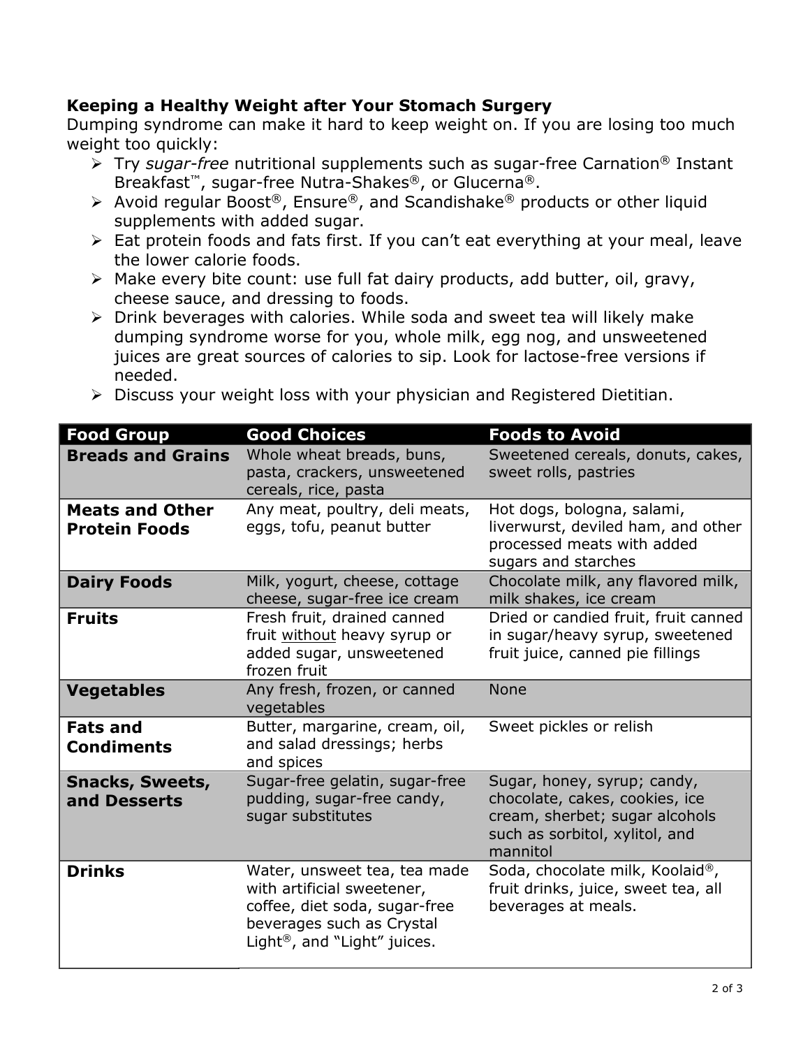**Keeping a Healthy Weight after Your Stomach Surgery**

Dumping syndrome can make it hard to keep weight on. If you are losing too much weight too quickly:

- Try *sugar-free* nutritional supplements such as sugar-free Carnation® Instant Breakfast™, sugar-free Nutra-Shakes®, or Glucerna®.
- Avoid regular Boost®, Ensure®, and Scandishake® products or other liquid supplements with added sugar.
- Eat protein foods and fats first. If you can't eat everything at your meal, leave the lower calorie foods.
- Make every bite count: use full fat dairy products, add butter, oil, gravy, cheese sauce, and dressing to foods.
- Drink beverages with calories. While soda and sweet tea will likely make dumping syndrome worse for you, whole milk, egg nog, and unsweetened juices are great sources of calories to sip. Look for lactose-free versions if needed.
- Discuss your weight loss with your physician and Registered Dietitian.

| Food Group | Good Choices | Foods to Avoid |
|---|---|---|
| **Breads and Grains** | Whole wheat breads, buns, pasta, crackers, unsweetened cereals, rice, pasta | Sweetened cereals, donuts, cakes, sweet rolls, pastries |
| **Meats and Other Protein Foods** | Any meat, poultry, deli meats, eggs, tofu, peanut butter | Hot dogs, bologna, salami, liverwurst, deviled ham, and other processed meats with added sugars and starches |
| **Dairy Foods** | Milk, yogurt, cheese, cottage cheese, sugar-free ice cream | Chocolate milk, any flavored milk, milk shakes, ice cream |
| **Fruits** | Fresh fruit, drained canned fruit <u>without</u> heavy syrup or added sugar, unsweetened frozen fruit | Dried or candied fruit, fruit canned in sugar/heavy syrup, sweetened fruit juice, canned pie fillings |
| **Vegetables** | Any fresh, frozen, or canned vegetables | None |
| **Fats and Condiments** | Butter, margarine, cream, oil, and salad dressings; herbs and spices | Sweet pickles or relish |
| **Snacks, Sweets, and Desserts** | Sugar-free gelatin, sugar-free pudding, sugar-free candy, sugar substitutes | Sugar, honey, syrup; candy, chocolate, cakes, cookies, ice cream, sherbet; sugar alcohols such as sorbitol, xylitol, and mannitol |
| **Drinks** | Water, unsweet tea, tea made with artificial sweetener, coffee, diet soda, sugar-free beverages such as Crystal Light®, and "Light" juices. | Soda, chocolate milk, Koolaid®, fruit drinks, juice, sweet tea, all beverages at meals. |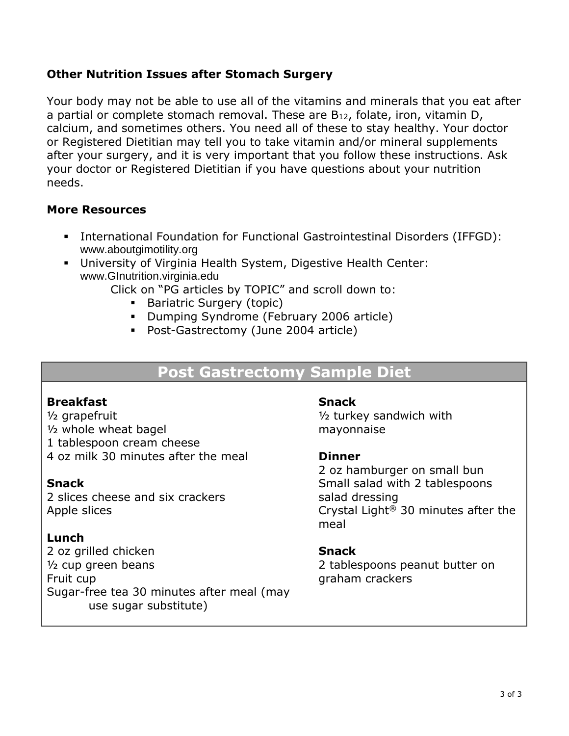**Other Nutrition Issues after Stomach Surgery**

Your body may not be able to use all of the vitamins and minerals that you eat after a partial or complete stomach removal. These are $B_{12}$, folate, iron, vitamin D, calcium, and sometimes others. You need all of these to stay healthy. Your doctor or Registered Dietitian may tell you to take vitamin and/or mineral supplements after your surgery, and it is very important that you follow these instructions. Ask your doctor or Registered Dietitian if you have questions about your nutrition needs.

**More Resources**

- International Foundation for Functional Gastrointestinal Disorders (IFFGD): www.aboutgimotility.org
- University of Virginia Health System, Digestive Health Center: www.GInutrition.virginia.edu

  Click on "PG articles by TOPIC" and scroll down to:
  - Bariatric Surgery (topic)
  - Dumping Syndrome (February 2006 article)
  - Post-Gastrectomy (June 2004 article)

## Post Gastrectomy Sample Diet

**Breakfast**
½ grapefruit
½ whole wheat bagel
1 tablespoon cream cheese
4 oz milk 30 minutes after the meal

**Snack**
2 slices cheese and six crackers
Apple slices

**Lunch**
2 oz grilled chicken
½ cup green beans
Fruit cup
Sugar-free tea 30 minutes after meal (may use sugar substitute)

**Snack**
½ turkey sandwich with mayonnaise

**Dinner**
2 oz hamburger on small bun
Small salad with 2 tablespoons salad dressing
Crystal Light® 30 minutes after the meal

**Snack**
2 tablespoons peanut butter on graham crackers